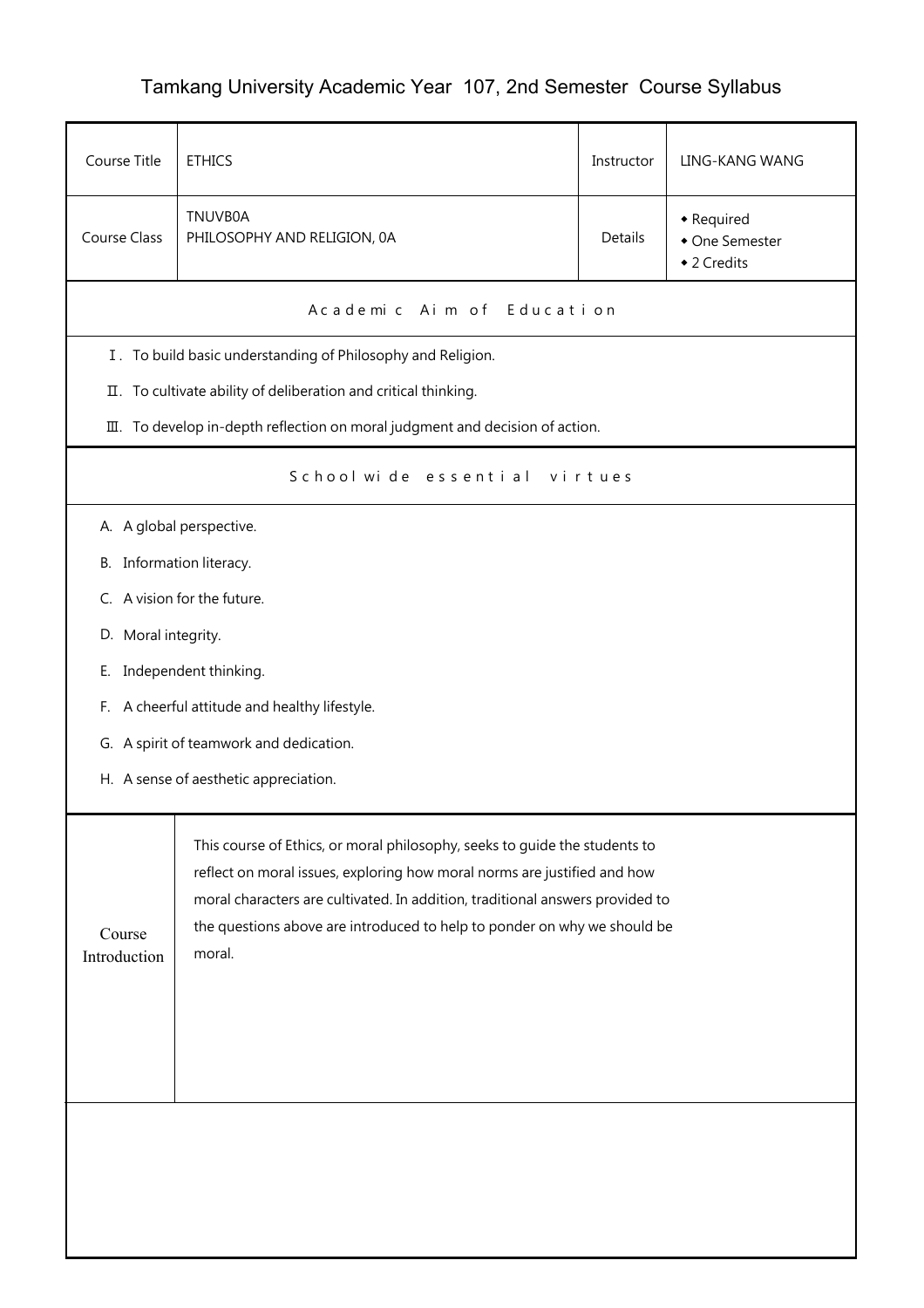# Tamkang University Academic Year 107, 2nd Semester Course Syllabus

| Course Title | ETHICS | Instructor | LING-KANG WANG |
|---|---|---|---|
| Course Class | TNUVB0A<br>PHILOSOPHY AND RELIGION, 0A | Details | ◆ Required<br>◆ One Semester<br>◆ 2 Credits |

## Academic Aim of Education

Ⅰ. To build basic understanding of Philosophy and Religion.

Ⅱ. To cultivate ability of deliberation and critical thinking.

Ⅲ. To develop in-depth reflection on moral judgment and decision of action.

## Schoolwide essential virtues

A. A global perspective.

B. Information literacy.

C. A vision for the future.

D. Moral integrity.

E. Independent thinking.

F. A cheerful attitude and healthy lifestyle.

G. A spirit of teamwork and dedication.

H. A sense of aesthetic appreciation.

| Course Introduction | This course of Ethics, or moral philosophy, seeks to guide the students to reflect on moral issues, exploring how moral norms are justified and how moral characters are cultivated. In addition, traditional answers provided to the questions above are introduced to help to ponder on why we should be moral. |
|---|---|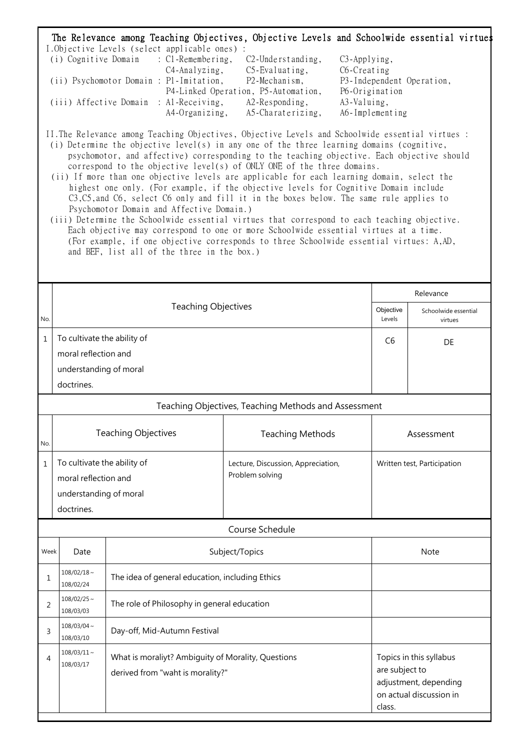## The Relevance among Teaching Objectives, Objective Levels and Schoolwide essential virtues

I.Objective Levels (select applicable ones) :

(i) Cognitive Domain : C1-Remembering, C2-Understanding, C3-Applying, C4-Analyzing, C5-Evaluating, C6-Creating

(ii) Psychomotor Domain : P1-Imitation, P2-Mechanism, P3-Independent Operation, P4-Linked Operation, P5-Automation, P6-Origination

(iii) Affective Domain : A1-Receiving, A2-Responding, A3-Valuing, A4-Organizing, A5-Charaterizing, A6-Implementing

II.The Relevance among Teaching Objectives, Objective Levels and Schoolwide essential virtues :

(i) Determine the objective level(s) in any one of the three learning domains (cognitive, psychomotor, and affective) corresponding to the teaching objective. Each objective should correspond to the objective level(s) of ONLY ONE of the three domains.

(ii) If more than one objective levels are applicable for each learning domain, select the highest one only. (For example, if the objective levels for Cognitive Domain include C3,C5,and C6, select C6 only and fill it in the boxes below. The same rule applies to Psychomotor Domain and Affective Domain.)

(iii) Determine the Schoolwide essential virtues that correspond to each teaching objective. Each objective may correspond to one or more Schoolwide essential virtues at a time. (For example, if one objective corresponds to three Schoolwide essential virtues: A,AD, and BEF, list all of the three in the box.)

| No. | Teaching Objectives | Relevance | |
|---|---|---|---|
| | | Objective Levels | Schoolwide essential virtues |
| 1 | To cultivate the ability of moral reflection and understanding of moral doctrines. | C6 | DE |

### Teaching Objectives, Teaching Methods and Assessment

| No. | Teaching Objectives | Teaching Methods | Assessment |
|---|---|---|---|
| 1 | To cultivate the ability of moral reflection and understanding of moral doctrines. | Lecture, Discussion, Appreciation, Problem solving | Written test, Participation |

### Course Schedule

| Week | Date | Subject/Topics | Note |
|---|---|---|---|
| 1 | 108/02/18～108/02/24 | The idea of general education, including Ethics | |
| 2 | 108/02/25～108/03/03 | The role of Philosophy in general education | |
| 3 | 108/03/04～108/03/10 | Day-off, Mid-Autumn Festival | |
| 4 | 108/03/11～108/03/17 | What is moraliyt? Ambiguity of Morality, Questions derived from "waht is morality?" | Topics in this syllabus are subject to adjustment, depending on actual discussion in class. |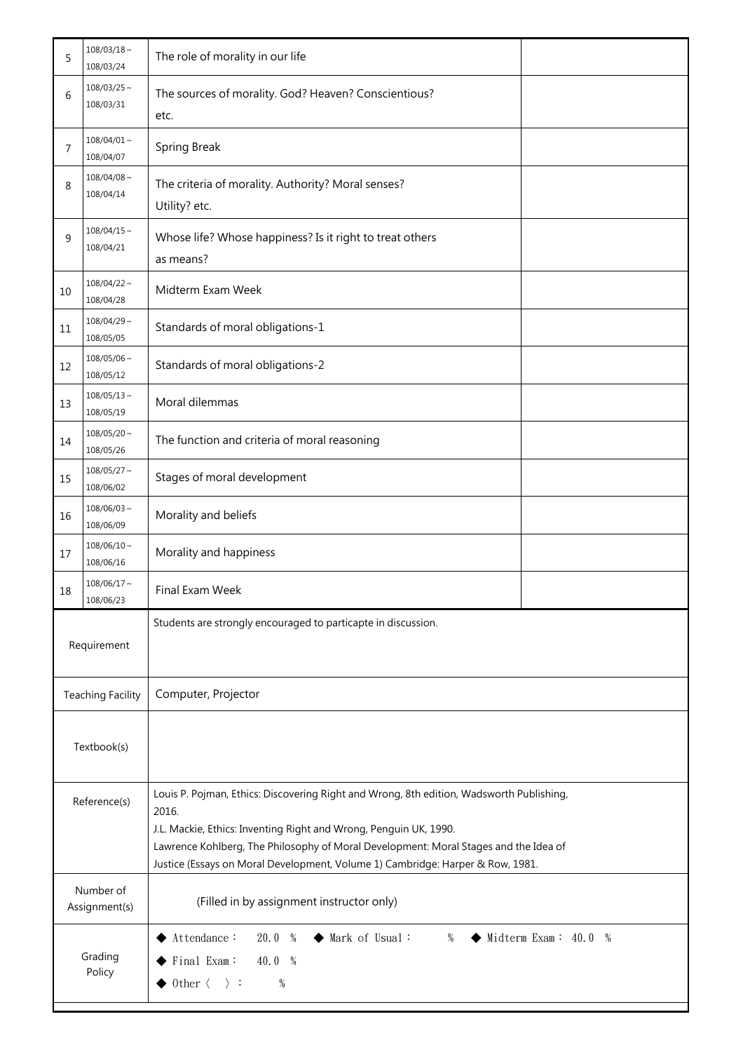| | | | |
|---|---|---|---|
| 5 | 108/03/18～108/03/24 | The role of morality in our life | |
| 6 | 108/03/25～108/03/31 | The sources of morality. God? Heaven? Conscientious? etc. | |
| 7 | 108/04/01～108/04/07 | Spring Break | |
| 8 | 108/04/08～108/04/14 | The criteria of morality. Authority? Moral senses? Utility? etc. | |
| 9 | 108/04/15～108/04/21 | Whose life? Whose happiness? Is it right to treat others as means? | |
| 10 | 108/04/22～108/04/28 | Midterm Exam Week | |
| 11 | 108/04/29～108/05/05 | Standards of moral obligations-1 | |
| 12 | 108/05/06～108/05/12 | Standards of moral obligations-2 | |
| 13 | 108/05/13～108/05/19 | Moral dilemmas | |
| 14 | 108/05/20～108/05/26 | The function and criteria of moral reasoning | |
| 15 | 108/05/27～108/06/02 | Stages of moral development | |
| 16 | 108/06/03～108/06/09 | Morality and beliefs | |
| 17 | 108/06/10～108/06/16 | Morality and happiness | |
| 18 | 108/06/17～108/06/23 | Final Exam Week | |

| | |
|---|---|
| Requirement | Students are strongly encouraged to particapte in discussion. |
| Teaching Facility | Computer, Projector |
| Textbook(s) | |
| Reference(s) | Louis P. Pojman, Ethics: Discovering Right and Wrong, 8th edition, Wadsworth Publishing, 2016.<br>J.L. Mackie, Ethics: Inventing Right and Wrong, Penguin UK, 1990.<br>Lawrence Kohlberg, The Philosophy of Moral Development: Moral Stages and the Idea of Justice (Essays on Moral Development, Volume 1) Cambridge: Harper & Row, 1981. |
| Number of Assignment(s) | (Filled in by assignment instructor only) |
| Grading Policy | ◆ Attendance： 20.0 ％ ◆ Mark of Usual： ％ ◆ Midterm Exam： 40.0 ％<br>◆ Final Exam： 40.0 ％<br>◆ Other〈 〉： ％ |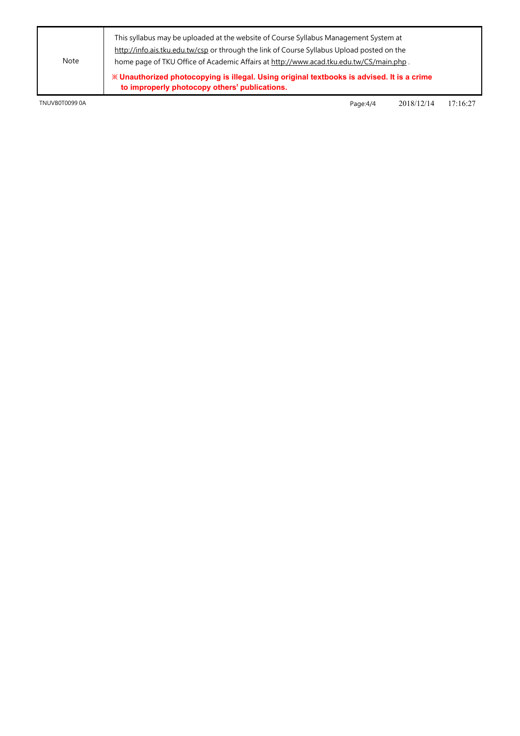| | |
|---|---|
| Note | This syllabus may be uploaded at the website of Course Syllabus Management System at http://info.ais.tku.edu.tw/csp or through the link of Course Syllabus Upload posted on the home page of TKU Office of Academic Affairs at http://www.acad.tku.edu.tw/CS/main.php .<br>**※ Unauthorized photocopying is illegal. Using original textbooks is advised. It is a crime to improperly photocopy others' publications.** |

TNUVB0T0099 0A

2018/12/14 17:16:27